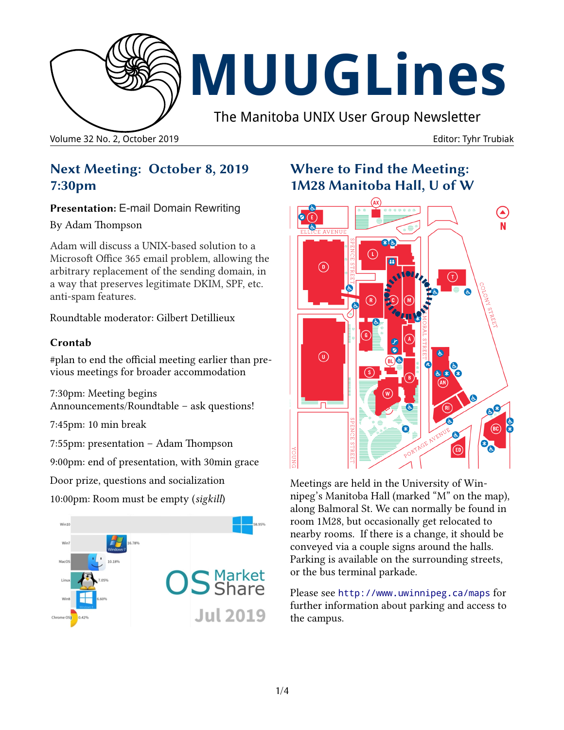# MUUGLines

The Manitoba UNIX User Group Newsletter

Volume 32 No. 2, October 2019 — Editor: Tyhr Trubiak

## Next Meeting: October 8, 2019 7:30pm

**Presentation:** E-mail Domain Rewriting

By Adam Thompson

Adam will discuss a UNIX-based solution to a Microsoft Office 365 email problem, allowing the arbitrary replacement of the sending domain, in a way that preserves legitimate DKIM, SPF, etc. anti-spam features.

Roundtable moderator: Gilbert Detillieux

### Crontab

#plan to end the official meeting earlier than previous meetings for broader accommodation

7:30pm: Meeting begins
Announcements/Roundtable – ask questions!

7:45pm: 10 min break

7:55pm: presentation – Adam Thompson

9:00pm: end of presentation, with 30min grace

Door prize, questions and socialization

10:00pm: Room must be empty (*sigkill*)

## Where to Find the Meeting: 1M28 Manitoba Hall, U of W

Meetings are held in the University of Winnipeg's Manitoba Hall (marked "M" on the map), along Balmoral St. We can normally be found in room 1M28, but occasionally get relocated to nearby rooms. If there is a change, it should be conveyed via a couple signs around the halls. Parking is available on the surrounding streets, or the bus terminal parkade.

Please see http://www.uwinnipeg.ca/maps for further information about parking and access to the campus.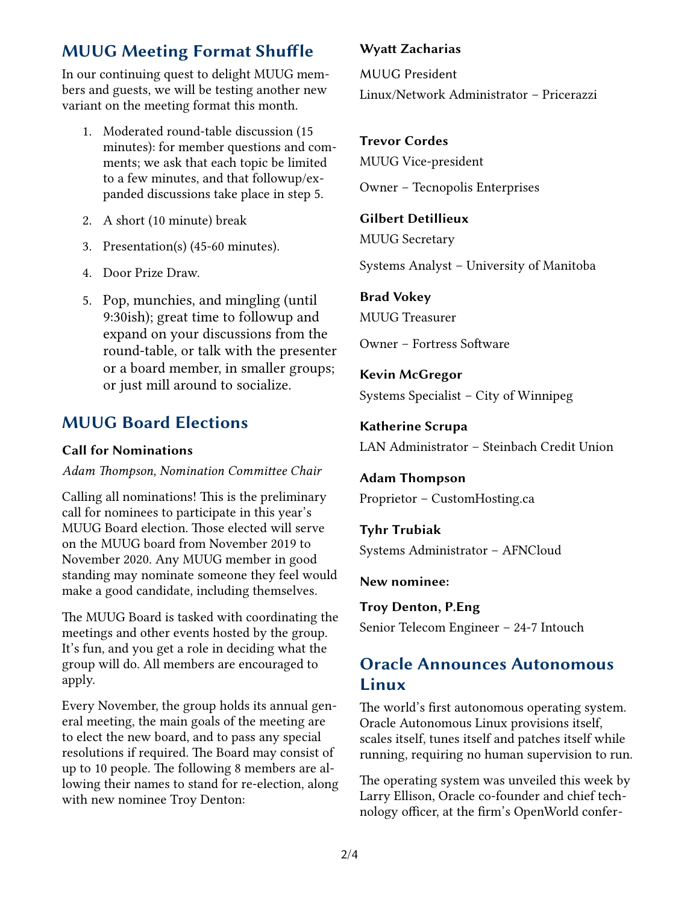## MUUG Meeting Format Shuffle

In our continuing quest to delight MUUG members and guests, we will be testing another new variant on the meeting format this month.

1. Moderated round-table discussion (15 minutes): for member questions and comments; we ask that each topic be limited to a few minutes, and that followup/expanded discussions take place in step 5.
2. A short (10 minute) break
3. Presentation(s) (45-60 minutes).
4. Door Prize Draw.
5. Pop, munchies, and mingling (until 9:30ish); great time to followup and expand on your discussions from the round-table, or talk with the presenter or a board member, in smaller groups; or just mill around to socialize.

## MUUG Board Elections

### Call for Nominations

*Adam Thompson, Nomination Committee Chair*

Calling all nominations! This is the preliminary call for nominees to participate in this year's MUUG Board election. Those elected will serve on the MUUG board from November 2019 to November 2020. Any MUUG member in good standing may nominate someone they feel would make a good candidate, including themselves.

The MUUG Board is tasked with coordinating the meetings and other events hosted by the group. It's fun, and you get a role in deciding what the group will do. All members are encouraged to apply.

Every November, the group holds its annual general meeting, the main goals of the meeting are to elect the new board, and to pass any special resolutions if required. The Board may consist of up to 10 people. The following 8 members are allowing their names to stand for re-election, along with new nominee Troy Denton:

**Wyatt Zacharias**

MUUG President

Linux/Network Administrator – Pricerazzi

**Trevor Cordes**

MUUG Vice-president

Owner – Tecnopolis Enterprises

**Gilbert Detillieux**

MUUG Secretary

Systems Analyst – University of Manitoba

**Brad Vokey**

MUUG Treasurer

Owner – Fortress Software

**Kevin McGregor**

Systems Specialist – City of Winnipeg

**Katherine Scrupa**

LAN Administrator – Steinbach Credit Union

**Adam Thompson**

Proprietor – CustomHosting.ca

**Tyhr Trubiak**

Systems Administrator – AFNCloud

**New nominee:**

**Troy Denton, P.Eng**

Senior Telecom Engineer – 24-7 Intouch

## Oracle Announces Autonomous Linux

The world's first autonomous operating system. Oracle Autonomous Linux provisions itself, scales itself, tunes itself and patches itself while running, requiring no human supervision to run.

The operating system was unveiled this week by Larry Ellison, Oracle co-founder and chief technology officer, at the firm's OpenWorld confer-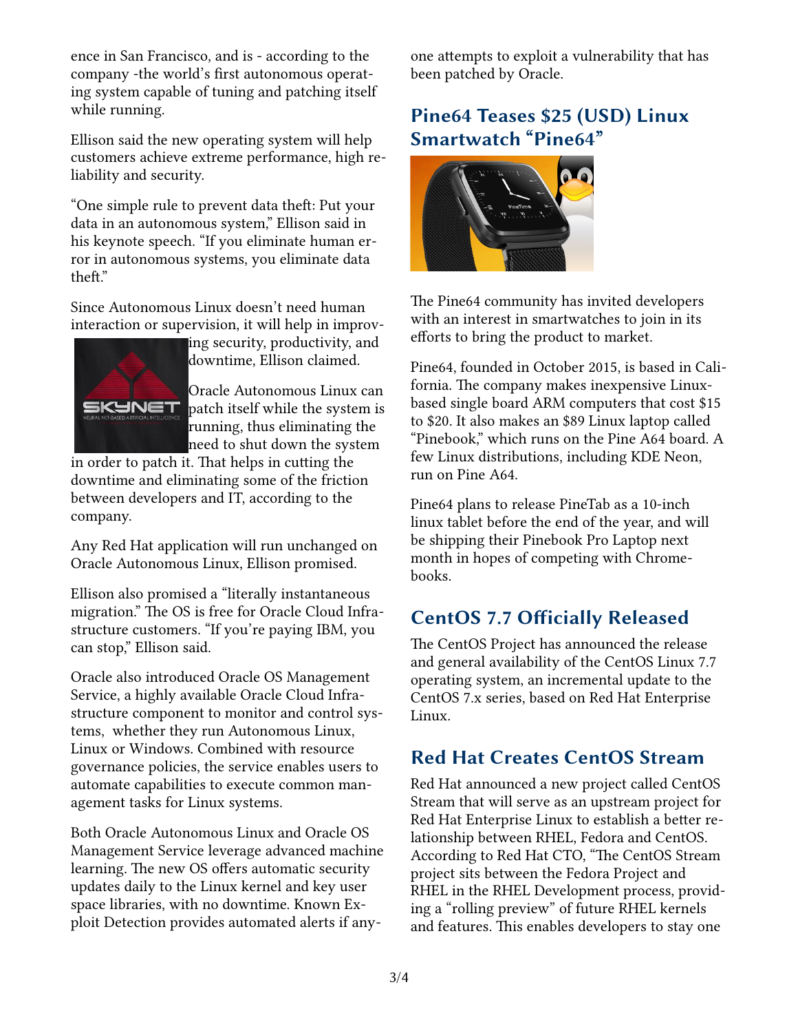ence in San Francisco, and is - according to the company -the world's first autonomous operating system capable of tuning and patching itself while running.

Ellison said the new operating system will help customers achieve extreme performance, high reliability and security.

"One simple rule to prevent data theft: Put your data in an autonomous system," Ellison said in his keynote speech. "If you eliminate human error in autonomous systems, you eliminate data theft."

Since Autonomous Linux doesn't need human interaction or supervision, it will help in improving security, productivity, and downtime, Ellison claimed.

Oracle Autonomous Linux can patch itself while the system is running, thus eliminating the need to shut down the system in order to patch it. That helps in cutting the downtime and eliminating some of the friction between developers and IT, according to the company.

Any Red Hat application will run unchanged on Oracle Autonomous Linux, Ellison promised.

Ellison also promised a "literally instantaneous migration." The OS is free for Oracle Cloud Infrastructure customers. "If you're paying IBM, you can stop," Ellison said.

Oracle also introduced Oracle OS Management Service, a highly available Oracle Cloud Infrastructure component to monitor and control systems, whether they run Autonomous Linux, Linux or Windows. Combined with resource governance policies, the service enables users to automate capabilities to execute common management tasks for Linux systems.

Both Oracle Autonomous Linux and Oracle OS Management Service leverage advanced machine learning. The new OS offers automatic security updates daily to the Linux kernel and key user space libraries, with no downtime. Known Exploit Detection provides automated alerts if anyone attempts to exploit a vulnerability that has been patched by Oracle.

## Pine64 Teases $25 (USD) Linux Smartwatch "Pine64"

The Pine64 community has invited developers with an interest in smartwatches to join in its efforts to bring the product to market.

Pine64, founded in October 2015, is based in California. The company makes inexpensive Linux-based single board ARM computers that cost $15 to $20. It also makes an $89 Linux laptop called "Pinebook," which runs on the Pine A64 board. A few Linux distributions, including KDE Neon, run on Pine A64.

Pine64 plans to release PineTab as a 10-inch linux tablet before the end of the year, and will be shipping their Pinebook Pro Laptop next month in hopes of competing with Chromebooks.

## CentOS 7.7 Officially Released

The CentOS Project has announced the release and general availability of the CentOS Linux 7.7 operating system, an incremental update to the CentOS 7.x series, based on Red Hat Enterprise Linux.

## Red Hat Creates CentOS Stream

Red Hat announced a new project called CentOS Stream that will serve as an upstream project for Red Hat Enterprise Linux to establish a better relationship between RHEL, Fedora and CentOS. According to Red Hat CTO, "The CentOS Stream project sits between the Fedora Project and RHEL in the RHEL Development process, providing a "rolling preview" of future RHEL kernels and features. This enables developers to stay one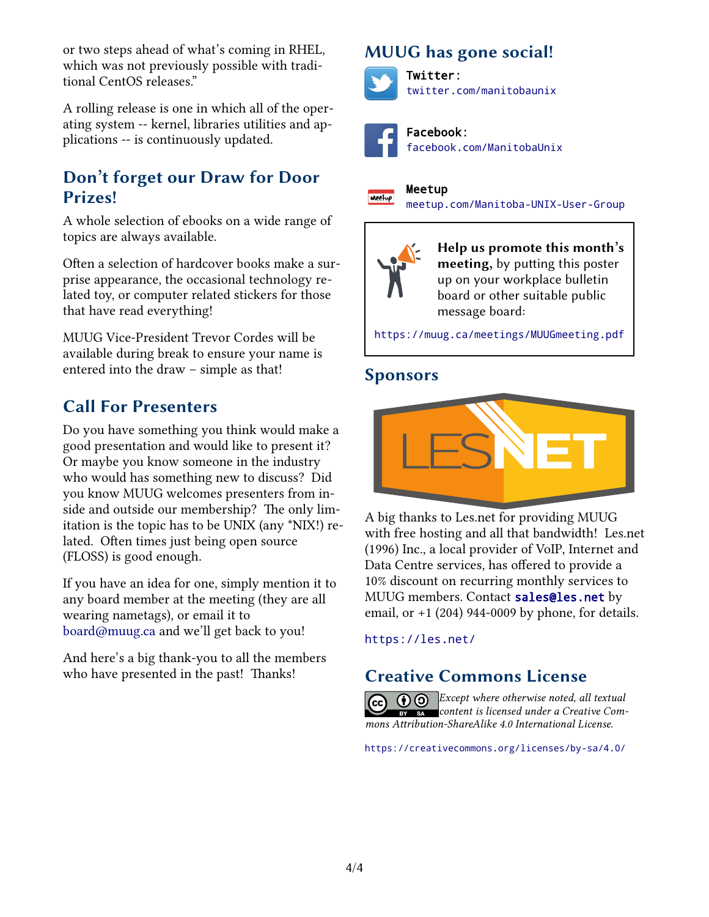or two steps ahead of what's coming in RHEL, which was not previously possible with traditional CentOS releases."

A rolling release is one in which all of the operating system -- kernel, libraries utilities and applications -- is continuously updated.

## Don't forget our Draw for Door Prizes!

A whole selection of ebooks on a wide range of topics are always available.

Often a selection of hardcover books make a surprise appearance, the occasional technology related toy, or computer related stickers for those that have read everything!

MUUG Vice-President Trevor Cordes will be available during break to ensure your name is entered into the draw – simple as that!

## Call For Presenters

Do you have something you think would make a good presentation and would like to present it? Or maybe you know someone in the industry who would has something new to discuss? Did you know MUUG welcomes presenters from inside and outside our membership? The only limitation is the topic has to be UNIX (any *NIX!) related. Often times just being open source (FLOSS) is good enough.

If you have an idea for one, simply mention it to any board member at the meeting (they are all wearing nametags), or email it to board@muug.ca and we'll get back to you!

And here's a big thank-you to all the members who have presented in the past! Thanks!

## MUUG has gone social!

**Twitter:**
twitter.com/manitobaunix

**Facebook:**
facebook.com/ManitobaUnix

**Meetup**
meetup.com/Manitoba-UNIX-User-Group

**Help us promote this month's meeting,** by putting this poster up on your workplace bulletin board or other suitable public message board:

https://muug.ca/meetings/MUUGmeeting.pdf

## Sponsors

A big thanks to Les.net for providing MUUG with free hosting and all that bandwidth! Les.net (1996) Inc., a local provider of VoIP, Internet and Data Centre services, has offered to provide a 10% discount on recurring monthly services to MUUG members. Contact **sales@les.net** by email, or +1 (204) 944-0009 by phone, for details.

https://les.net/

## Creative Commons License

*Except where otherwise noted, all textual content is licensed under a Creative Commons Attribution-ShareAlike 4.0 International License.*

https://creativecommons.org/licenses/by-sa/4.0/